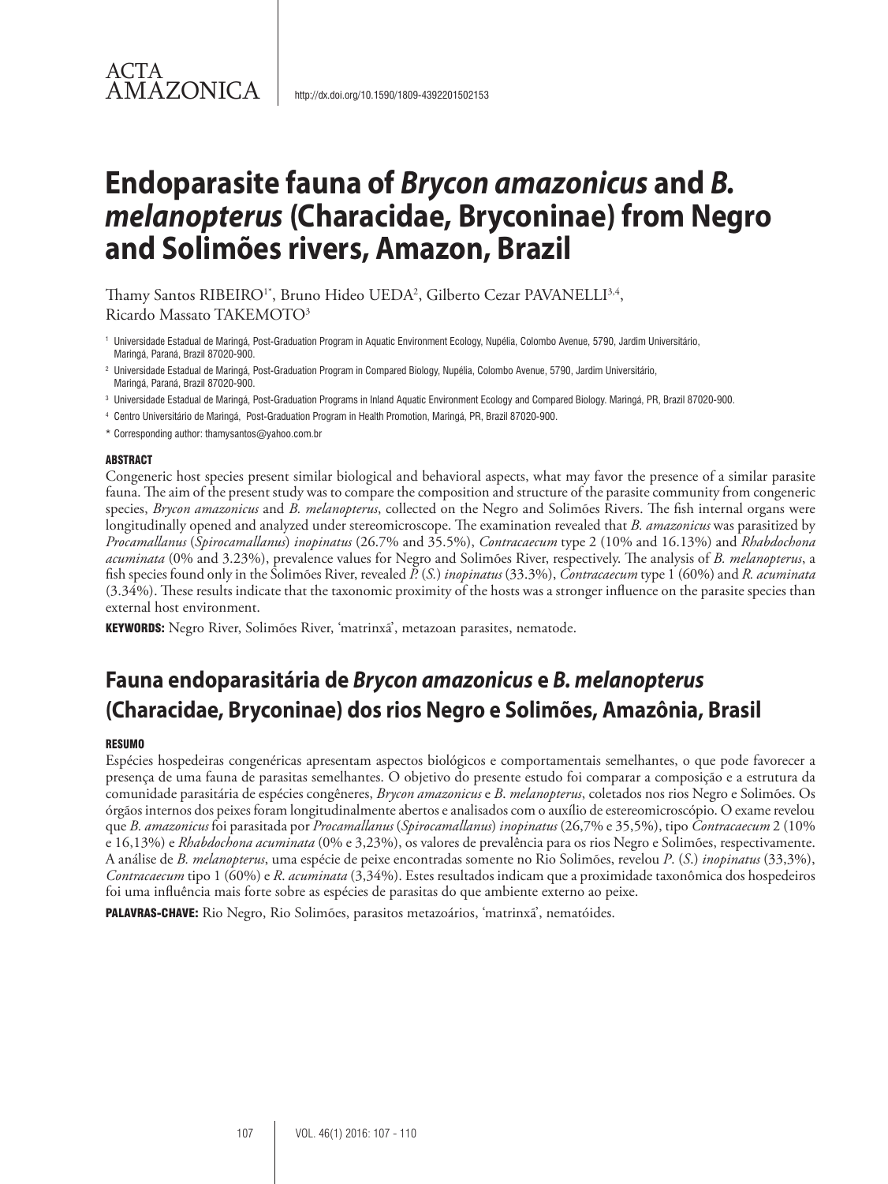ACTA AMAZONICA

http://dx.doi.org/10.1590/1809-4392201502153

# Endoparasite fauna of *Brycon amazonicus* and *B. melanopterus* (Characidae, Bryconinae) from Negro and Solimões rivers, Amazon, Brazil

Thamy Santos RIBEIRO[1*], Bruno Hideo UEDA[2], Gilberto Cezar PAVANELLI[3,4], Ricardo Massato TAKEMOTO[3]

[1] Universidade Estadual de Maringá, Post-Graduation Program in Aquatic Environment Ecology, Nupélia, Colombo Avenue, 5790, Jardim Universitário, Maringá, Paraná, Brazil 87020-900.

[2] Universidade Estadual de Maringá, Post-Graduation Program in Compared Biology, Nupélia, Colombo Avenue, 5790, Jardim Universitário, Maringá, Paraná, Brazil 87020-900.

[3] Universidade Estadual de Maringá, Post-Graduation Programs in Inland Aquatic Environment Ecology and Compared Biology. Maringá, PR, Brazil 87020-900.

[4] Centro Universitário de Maringá, Post-Graduation Program in Health Promotion, Maringá, PR, Brazil 87020-900.

\* Corresponding author: thamysantos@yahoo.com.br

## ABSTRACT

Congeneric host species present similar biological and behavioral aspects, what may favor the presence of a similar parasite fauna. The aim of the present study was to compare the composition and structure of the parasite community from congeneric species, *Brycon amazonicus* and *B. melanopterus*, collected on the Negro and Solimões Rivers. The fish internal organs were longitudinally opened and analyzed under stereomicroscope. The examination revealed that *B. amazonicus* was parasitized by *Procamallanus* (*Spirocamallanus*) *inopinatus* (26.7% and 35.5%), *Contracaecum* type 2 (10% and 16.13%) and *Rhabdochona acuminata* (0% and 3.23%), prevalence values for Negro and Solimões River, respectively. The analysis of *B. melanopterus*, a fish species found only in the Solimões River, revealed *P.* (*S.*) *inopinatus* (33.3%), *Contracaecum* type 1 (60%) and *R. acuminata* (3.34%). These results indicate that the taxonomic proximity of the hosts was a stronger influence on the parasite species than external host environment.

**KEYWORDS:** Negro River, Solimões River, 'matrinxã', metazoan parasites, nematode.

# Fauna endoparasitária de *Brycon amazonicus* e *B. melanopterus* (Characidae, Bryconinae) dos rios Negro e Solimões, Amazônia, Brasil

## RESUMO

Espécies hospedeiras congenéricas apresentam aspectos biológicos e comportamentais semelhantes, o que pode favorecer a presença de uma fauna de parasitas semelhantes. O objetivo do presente estudo foi comparar a composição e a estrutura da comunidade parasitária de espécies congêneres, *Brycon amazonicus* e *B. melanopterus*, coletados nos rios Negro e Solimões. Os órgãos internos dos peixes foram longitudinalmente abertos e analisados com o auxílio de estereomicroscópio. O exame revelou que *B. amazonicus* foi parasitada por *Procamallanus* (*Spirocamallanus*) *inopinatus* (26,7% e 35,5%), tipo *Contracaecum* 2 (10% e 16,13%) e *Rhabdochona acuminata* (0% e 3,23%), os valores de prevalência para os rios Negro e Solimões, respectivamente. A análise de *B. melanopterus*, uma espécie de peixe encontradas somente no Rio Solimões, revelou *P.* (*S.*) *inopinatus* (33,3%), *Contracaecum* tipo 1 (60%) e *R. acuminata* (3,34%). Estes resultados indicam que a proximidade taxonômica dos hospedeiros foi uma influência mais forte sobre as espécies de parasitas do que ambiente externo ao peixe.

**PALAVRAS-CHAVE:** Rio Negro, Rio Solimões, parasitos metazoários, 'matrinxã', nematóides.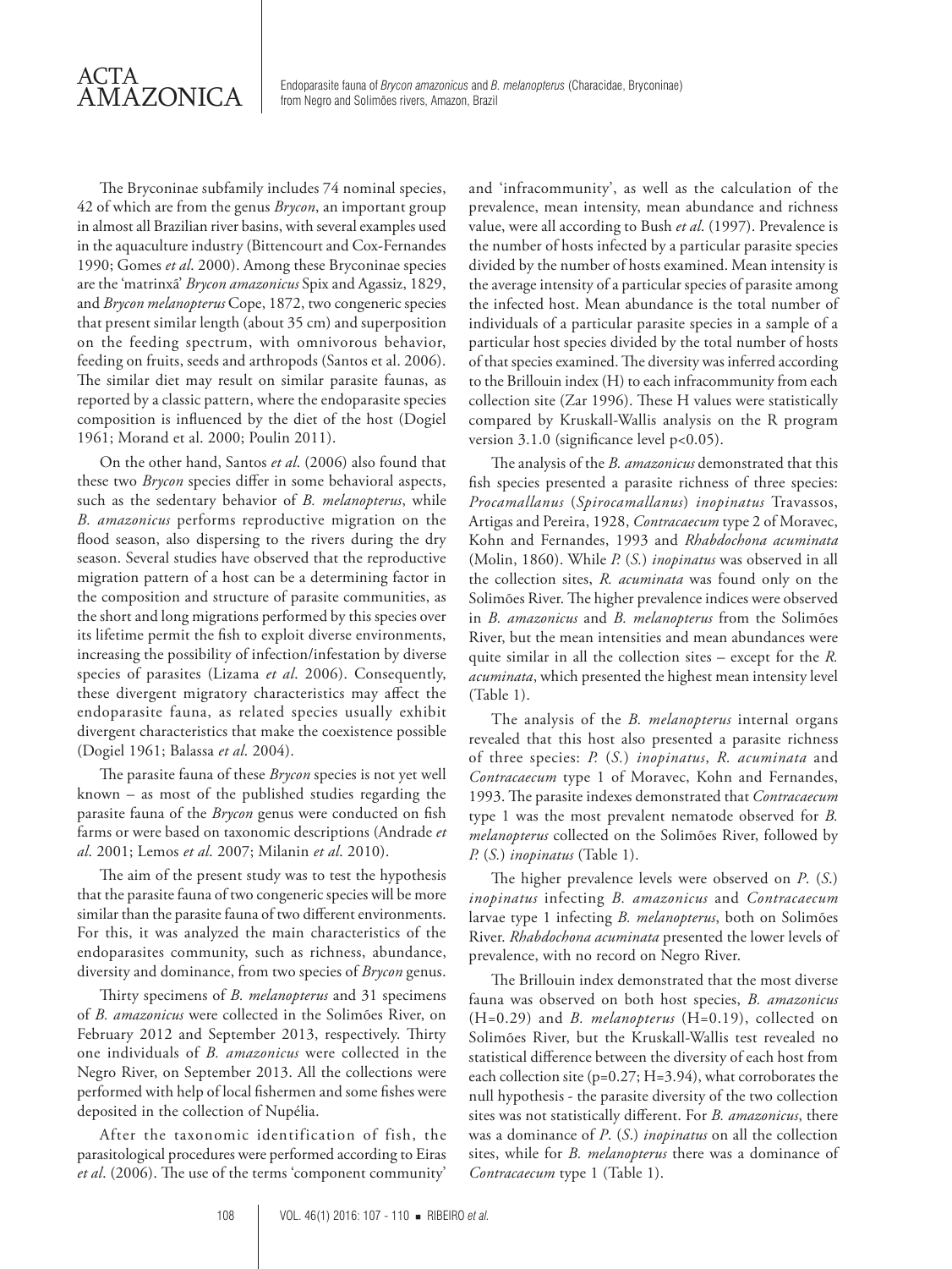The Bryconinae subfamily includes 74 nominal species, 42 of which are from the genus *Brycon*, an important group in almost all Brazilian river basins, with several examples used in the aquaculture industry (Bittencourt and Cox-Fernandes 1990; Gomes *et al*. 2000). Among these Bryconinae species are the 'matrinxã' *Brycon amazonicus* Spix and Agassiz, 1829, and *Brycon melanopterus* Cope, 1872, two congeneric species that present similar length (about 35 cm) and superposition on the feeding spectrum, with omnivorous behavior, feeding on fruits, seeds and arthropods (Santos et al. 2006). The similar diet may result on similar parasite faunas, as reported by a classic pattern, where the endoparasite species composition is influenced by the diet of the host (Dogiel 1961; Morand et al. 2000; Poulin 2011).

On the other hand, Santos *et al*. (2006) also found that these two *Brycon* species differ in some behavioral aspects, such as the sedentary behavior of *B. melanopterus*, while *B. amazonicus* performs reproductive migration on the flood season, also dispersing to the rivers during the dry season. Several studies have observed that the reproductive migration pattern of a host can be a determining factor in the composition and structure of parasite communities, as the short and long migrations performed by this species over its lifetime permit the fish to exploit diverse environments, increasing the possibility of infection/infestation by diverse species of parasites (Lizama *et al*. 2006). Consequently, these divergent migratory characteristics may affect the endoparasite fauna, as related species usually exhibit divergent characteristics that make the coexistence possible (Dogiel 1961; Balassa *et al*. 2004).

The parasite fauna of these *Brycon* species is not yet well known – as most of the published studies regarding the parasite fauna of the *Brycon* genus were conducted on fish farms or were based on taxonomic descriptions (Andrade *et al*. 2001; Lemos *et al*. 2007; Milanin *et al*. 2010).

The aim of the present study was to test the hypothesis that the parasite fauna of two congeneric species will be more similar than the parasite fauna of two different environments. For this, it was analyzed the main characteristics of the endoparasites community, such as richness, abundance, diversity and dominance, from two species of *Brycon* genus.

Thirty specimens of *B. melanopterus* and 31 specimens of *B. amazonicus* were collected in the Solimões River, on February 2012 and September 2013, respectively. Thirty one individuals of *B. amazonicus* were collected in the Negro River, on September 2013. All the collections were performed with help of local fishermen and some fishes were deposited in the collection of Nupélia.

After the taxonomic identification of fish, the parasitological procedures were performed according to Eiras *et al*. (2006). The use of the terms 'component community' and 'infracommunity', as well as the calculation of the prevalence, mean intensity, mean abundance and richness value, were all according to Bush *et al*. (1997). Prevalence is the number of hosts infected by a particular parasite species divided by the number of hosts examined. Mean intensity is the average intensity of a particular species of parasite among the infected host. Mean abundance is the total number of individuals of a particular parasite species in a sample of a particular host species divided by the total number of hosts of that species examined. The diversity was inferred according to the Brillouin index (H) to each infracommunity from each collection site (Zar 1996). These H values were statistically compared by Kruskall-Wallis analysis on the R program version 3.1.0 (significance level $p<0.05$).

The analysis of the *B. amazonicus* demonstrated that this fish species presented a parasite richness of three species: *Procamallanus* (*Spirocamallanus*) *inopinatus* Travassos, Artigas and Pereira, 1928, *Contracaecum* type 2 of Moravec, Kohn and Fernandes, 1993 and *Rhabdochona acuminata* (Molin, 1860). While *P.* (*S.*) *inopinatus* was observed in all the collection sites, *R. acuminata* was found only on the Solimões River. The higher prevalence indices were observed in *B. amazonicus* and *B. melanopterus* from the Solimões River, but the mean intensities and mean abundances were quite similar in all the collection sites – except for the *R. acuminata*, which presented the highest mean intensity level (Table 1).

The analysis of the *B. melanopterus* internal organs revealed that this host also presented a parasite richness of three species: *P.* (*S.*) *inopinatus*, *R. acuminata* and *Contracaecum* type 1 of Moravec, Kohn and Fernandes, 1993. The parasite indexes demonstrated that *Contracaecum* type 1 was the most prevalent nematode observed for *B. melanopterus* collected on the Solimões River, followed by *P.* (*S.*) *inopinatus* (Table 1).

The higher prevalence levels were observed on *P*. (*S.*) *inopinatus* infecting *B. amazonicus* and *Contracaecum* larvae type 1 infecting *B. melanopterus*, both on Solimões River. *Rhabdochona acuminata* presented the lower levels of prevalence, with no record on Negro River.

The Brillouin index demonstrated that the most diverse fauna was observed on both host species, *B. amazonicus* ($H=0.29$) and *B. melanopterus* ($H=0.19$), collected on Solimões River, but the Kruskall-Wallis test revealed no statistical difference between the diversity of each host from each collection site ($p=0.27$; $H=3.94$), what corroborates the null hypothesis - the parasite diversity of the two collection sites was not statistically different. For *B. amazonicus*, there was a dominance of *P*. (*S.*) *inopinatus* on all the collection sites, while for *B. melanopterus* there was a dominance of *Contracaecum* type 1 (Table 1).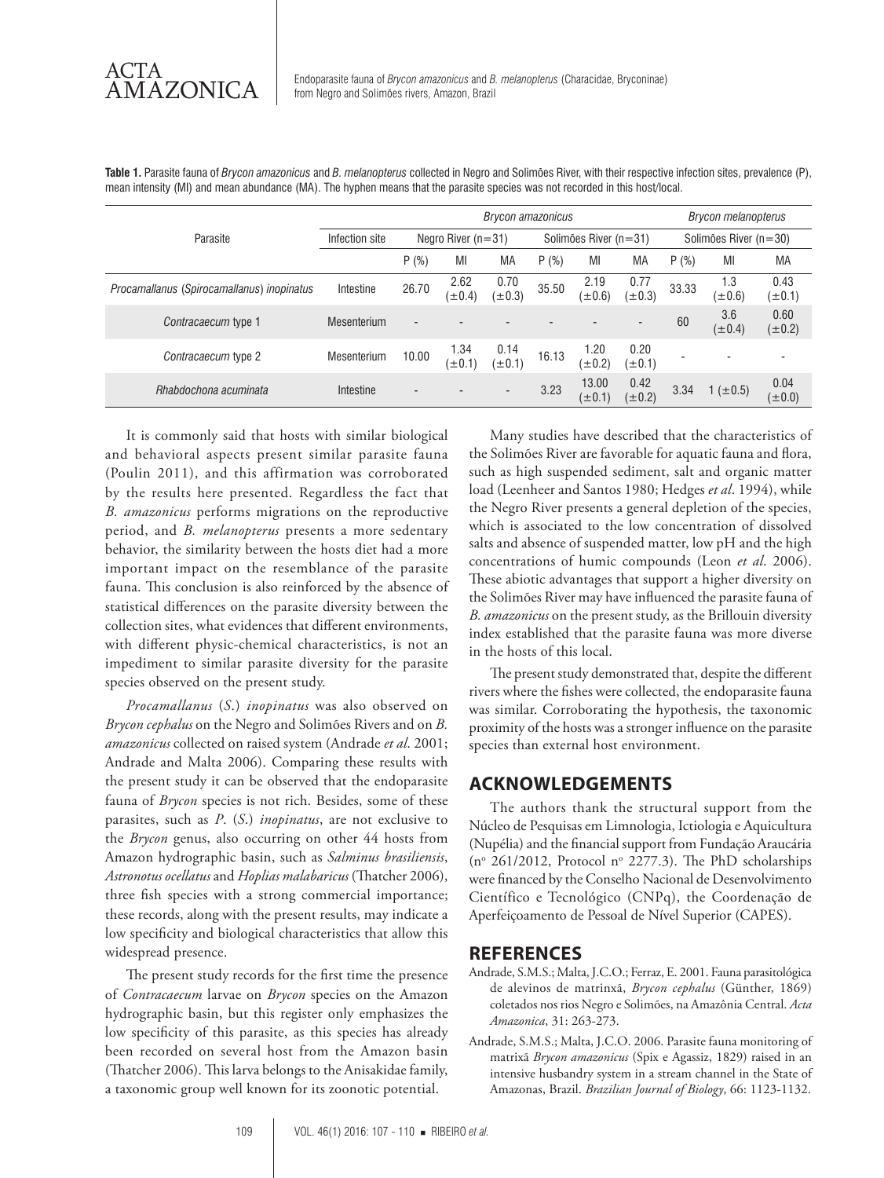**Table 1.** Parasite fauna of *Brycon amazonicus* and *B. melanopterus* collected in Negro and Solimões River, with their respective infection sites, prevalence (P), mean intensity (MI) and mean abundance (MA). The hyphen means that the parasite species was not recorded in this host/local.

| Parasite | Infection site | *Brycon amazonicus* | | | | | | *Brycon melanopterus* | | |
|---|---|---|---|---|---|---|---|---|---|---|
| | | Negro River (n=31) | | | Solimões River (n=31) | | | Solimões River (n=30) | | |
| | | P (%) | MI | MA | P (%) | MI | MA | P (%) | MI | MA |
| *Procamallanus* (*Spirocamallanus*) *inopinatus* | Intestine | 26.70 | 2.62 (±0.4) | 0.70 (±0.3) | 35.50 | 2.19 (±0.6) | 0.77 (±0.3) | 33.33 | 1.3 (±0.6) | 0.43 (±0.1) |
| *Contracaecum* type 1 | Mesenterium | - | - | - | - | - | - | 60 | 3.6 (±0.4) | 0.60 (±0.2) |
| *Contracaecum* type 2 | Mesenterium | 10.00 | 1.34 (±0.1) | 0.14 (±0.1) | 16.13 | 1.20 (±0.2) | 0.20 (±0.1) | - | - | - |
| *Rhabdochona acuminata* | Intestine | - | - | - | 3.23 | 13.00 (±0.1) | 0.42 (±0.2) | 3.34 | 1 (±0.5) | 0.04 (±0.0) |

It is commonly said that hosts with similar biological and behavioral aspects present similar parasite fauna (Poulin 2011), and this affirmation was corroborated by the results here presented. Regardless the fact that *B. amazonicus* performs migrations on the reproductive period, and *B. melanopterus* presents a more sedentary behavior, the similarity between the hosts diet had a more important impact on the resemblance of the parasite fauna. This conclusion is also reinforced by the absence of statistical differences on the parasite diversity between the collection sites, what evidences that different environments, with different physic-chemical characteristics, is not an impediment to similar parasite diversity for the parasite species observed on the present study.

*Procamallanus* (*S.*) *inopinatus* was also observed on *Brycon cephalus* on the Negro and Solimões Rivers and on *B. amazonicus* collected on raised system (Andrade *et al*. 2001; Andrade and Malta 2006). Comparing these results with the present study it can be observed that the endoparasite fauna of *Brycon* species is not rich. Besides, some of these parasites, such as *P*. (*S*.) *inopinatus*, are not exclusive to the *Brycon* genus, also occurring on other 44 hosts from Amazon hydrographic basin, such as *Salminus brasiliensis*, *Astronotus ocellatus* and *Hoplias malabaricus* (Thatcher 2006), three fish species with a strong commercial importance; these records, along with the present results, may indicate a low specificity and biological characteristics that allow this widespread presence.

The present study records for the first time the presence of *Contracaecum* larvae on *Brycon* species on the Amazon hydrographic basin, but this register only emphasizes the low specificity of this parasite, as this species has already been recorded on several host from the Amazon basin (Thatcher 2006). This larva belongs to the Anisakidae family, a taxonomic group well known for its zoonotic potential.

Many studies have described that the characteristics of the Solimões River are favorable for aquatic fauna and flora, such as high suspended sediment, salt and organic matter load (Leenheer and Santos 1980; Hedges *et al*. 1994), while the Negro River presents a general depletion of the species, which is associated to the low concentration of dissolved salts and absence of suspended matter, low pH and the high concentrations of humic compounds (Leon *et al*. 2006). These abiotic advantages that support a higher diversity on the Solimões River may have influenced the parasite fauna of *B. amazonicus* on the present study, as the Brillouin diversity index established that the parasite fauna was more diverse in the hosts of this local.

The present study demonstrated that, despite the different rivers where the fishes were collected, the endoparasite fauna was similar. Corroborating the hypothesis, the taxonomic proximity of the hosts was a stronger influence on the parasite species than external host environment.

## ACKNOWLEDGEMENTS

The authors thank the structural support from the Núcleo de Pesquisas em Limnologia, Ictiologia e Aquicultura (Nupélia) and the financial support from Fundação Araucária (nº 261/2012, Protocol nº 2277.3). The PhD scholarships were financed by the Conselho Nacional de Desenvolvimento Científico e Tecnológico (CNPq), the Coordenação de Aperfeiçoamento de Pessoal de Nível Superior (CAPES).

## REFERENCES

Andrade, S.M.S.; Malta, J.C.O.; Ferraz, E. 2001. Fauna parasitológica de alevinos de matrinxã, *Brycon cephalus* (Günther, 1869) coletados nos rios Negro e Solimões, na Amazônia Central. *Acta Amazonica*, 31: 263-273.

Andrade, S.M.S.; Malta, J.C.O. 2006. Parasite fauna monitoring of matrixã *Brycon amazonicus* (Spix e Agassiz, 1829) raised in an intensive husbandry system in a stream channel in the State of Amazonas, Brazil. *Brazilian Journal of Biology*, 66: 1123-1132.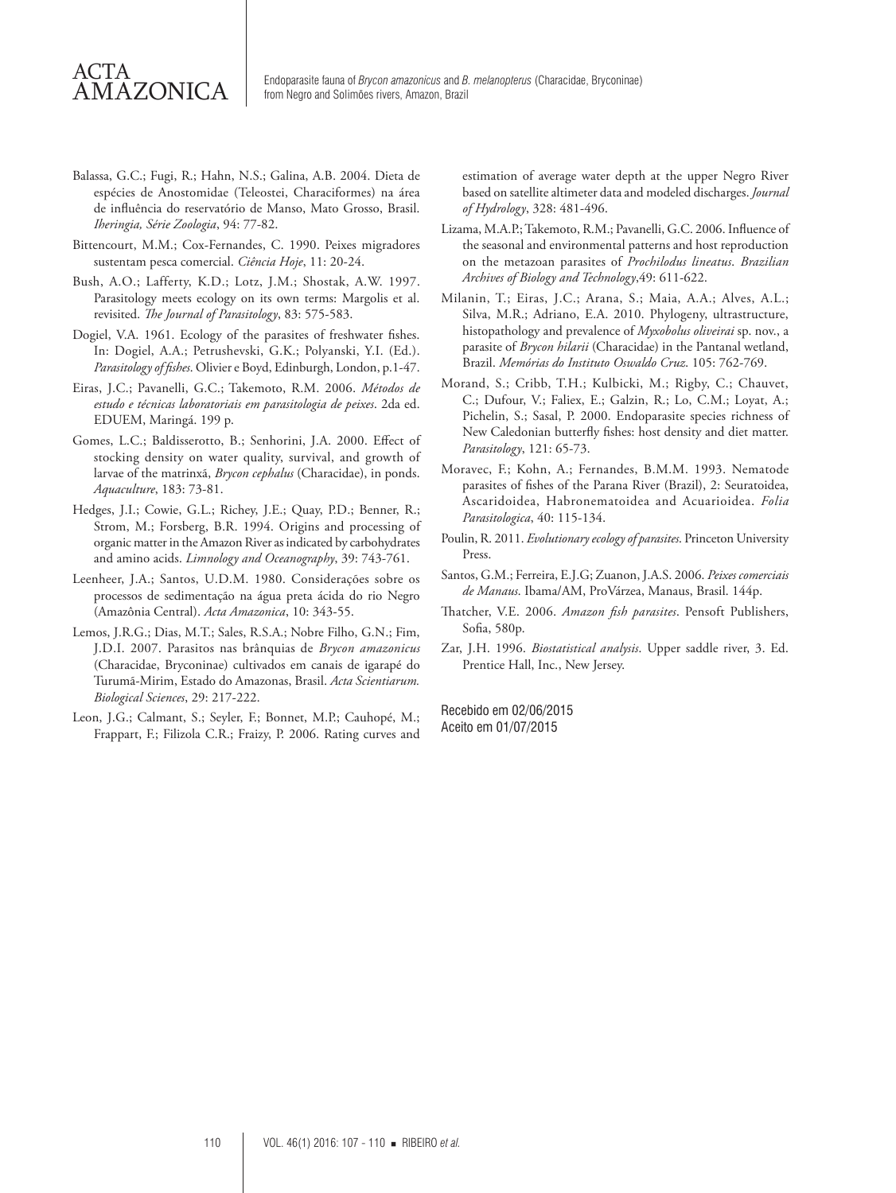Balassa, G.C.; Fugi, R.; Hahn, N.S.; Galina, A.B. 2004. Dieta de espécies de Anostomidae (Teleostei, Characiformes) na área de influência do reservatório de Manso, Mato Grosso, Brasil. *Iheringia, Série Zoologia*, 94: 77-82.

Bittencourt, M.M.; Cox-Fernandes, C. 1990. Peixes migradores sustentam pesca comercial. *Ciência Hoje*, 11: 20-24.

Bush, A.O.; Lafferty, K.D.; Lotz, J.M.; Shostak, A.W. 1997. Parasitology meets ecology on its own terms: Margolis et al. revisited. *The Journal of Parasitology*, 83: 575-583.

Dogiel, V.A. 1961. Ecology of the parasites of freshwater fishes. In: Dogiel, A.A.; Petrushevski, G.K.; Polyanski, Y.I. (Ed.). *Parasitology of fishes*. Olivier e Boyd, Edinburgh, London, p.1-47.

Eiras, J.C.; Pavanelli, G.C.; Takemoto, R.M. 2006. *Métodos de estudo e técnicas laboratoriais em parasitologia de peixes*. 2da ed. EDUEM, Maringá. 199 p.

Gomes, L.C.; Baldisserotto, B.; Senhorini, J.A. 2000. Effect of stocking density on water quality, survival, and growth of larvae of the matrinxã, *Brycon cephalus* (Characidae), in ponds. *Aquaculture*, 183: 73-81.

Hedges, J.I.; Cowie, G.L.; Richey, J.E.; Quay, P.D.; Benner, R.; Strom, M.; Forsberg, B.R. 1994. Origins and processing of organic matter in the Amazon River as indicated by carbohydrates and amino acids. *Limnology and Oceanography*, 39: 743-761.

Leenheer, J.A.; Santos, U.D.M. 1980. Considerações sobre os processos de sedimentação na água preta ácida do rio Negro (Amazônia Central). *Acta Amazonica*, 10: 343-55.

Lemos, J.R.G.; Dias, M.T.; Sales, R.S.A.; Nobre Filho, G.N.; Fim, J.D.I. 2007. Parasitos nas brânquias de *Brycon amazonicus* (Characidae, Bryconinae) cultivados em canais de igarapé do Turumã-Mirim, Estado do Amazonas, Brasil. *Acta Scientiarum. Biological Sciences*, 29: 217-222.

Leon, J.G.; Calmant, S.; Seyler, F.; Bonnet, M.P.; Cauhopé, M.; Frappart, F.; Filizola C.R.; Fraizy, P. 2006. Rating curves and estimation of average water depth at the upper Negro River based on satellite altimeter data and modeled discharges. *Journal of Hydrology*, 328: 481-496.

Lizama, M.A.P.; Takemoto, R.M.; Pavanelli, G.C. 2006. Influence of the seasonal and environmental patterns and host reproduction on the metazoan parasites of *Prochilodus lineatus*. *Brazilian Archives of Biology and Technology*,49: 611-622.

Milanin, T.; Eiras, J.C.; Arana, S.; Maia, A.A.; Alves, A.L.; Silva, M.R.; Adriano, E.A. 2010. Phylogeny, ultrastructure, histopathology and prevalence of *Myxobolus oliveirai* sp. nov., a parasite of *Brycon hilarii* (Characidae) in the Pantanal wetland, Brazil. *Memórias do Instituto Oswaldo Cruz*. 105: 762-769.

Morand, S.; Cribb, T.H.; Kulbicki, M.; Rigby, C.; Chauvet, C.; Dufour, V.; Faliex, E.; Galzin, R.; Lo, C.M.; Loyat, A.; Pichelin, S.; Sasal, P. 2000. Endoparasite species richness of New Caledonian butterfly fishes: host density and diet matter. *Parasitology*, 121: 65-73.

Moravec, F.; Kohn, A.; Fernandes, B.M.M. 1993. Nematode parasites of fishes of the Parana River (Brazil), 2: Seuratoidea, Ascaridoidea, Habronematoidea and Acuarioidea. *Folia Parasitologica*, 40: 115-134.

Poulin, R. 2011. *Evolutionary ecology of parasites*. Princeton University Press.

Santos, G.M.; Ferreira, E.J.G; Zuanon, J.A.S. 2006. *Peixes comerciais de Manaus*. Ibama/AM, ProVárzea, Manaus, Brasil. 144p.

Thatcher, V.E. 2006. *Amazon fish parasites*. Pensoft Publishers, Sofia, 580p.

Zar, J.H. 1996. *Biostatistical analysis*. Upper saddle river, 3. Ed. Prentice Hall, Inc., New Jersey.

Recebido em 02/06/2015
Aceito em 01/07/2015